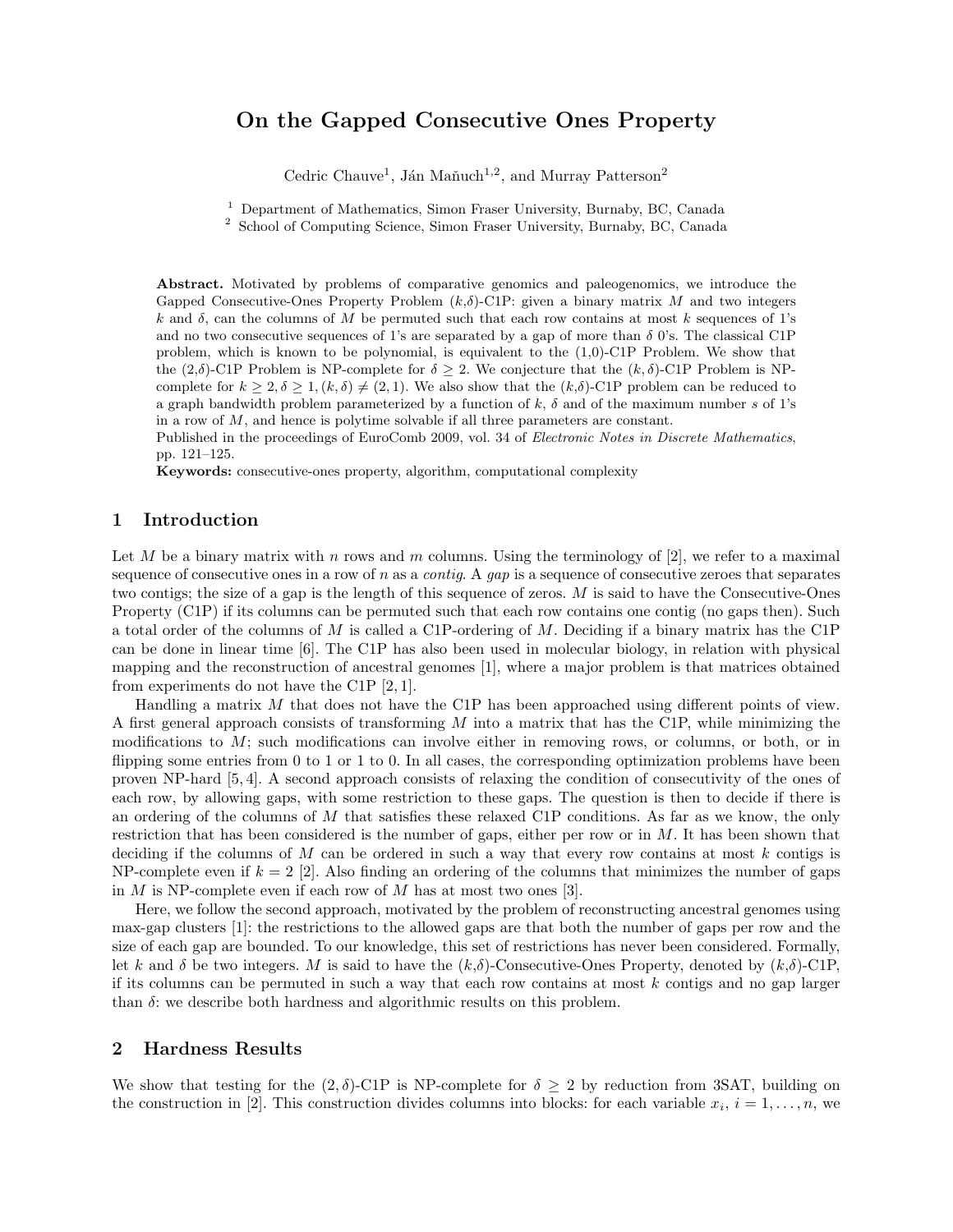# On the Gapped Consecutive Ones Property

Cedric Chauve[1], Ján Maňuch[1,2], and Murray Patterson[2]

[1] Department of Mathematics, Simon Fraser University, Burnaby, BC, Canada
[2] School of Computing Science, Simon Fraser University, Burnaby, BC, Canada

**Abstract.** Motivated by problems of comparative genomics and paleogenomics, we introduce the Gapped Consecutive-Ones Property Problem ($k$,$\delta$)-C1P: given a binary matrix $M$ and two integers $k$ and $\delta$, can the columns of $M$ be permuted such that each row contains at most $k$ sequences of 1's and no two consecutive sequences of 1's are separated by a gap of more than $\delta$ 0's. The classical C1P problem, which is known to be polynomial, is equivalent to the (1,0)-C1P Problem. We show that the (2,$\delta$)-C1P Problem is NP-complete for $\delta \geq 2$. We conjecture that the $(k, \delta)$-C1P Problem is NP-complete for $k \geq 2, \delta \geq 1, (k, \delta) \neq (2, 1)$. We also show that the ($k$,$\delta$)-C1P problem can be reduced to a graph bandwidth problem parameterized by a function of $k$, $\delta$ and of the maximum number $s$ of 1's in a row of $M$, and hence is polytime solvable if all three parameters are constant.
Published in the proceedings of EuroComb 2009, vol. 34 of *Electronic Notes in Discrete Mathematics*, pp. 121–125.
**Keywords:** consecutive-ones property, algorithm, computational complexity

## 1 Introduction

Let $M$ be a binary matrix with $n$ rows and $m$ columns. Using the terminology of [2], we refer to a maximal sequence of consecutive ones in a row of $n$ as a *contig*. A *gap* is a sequence of consecutive zeroes that separates two contigs; the size of a gap is the length of this sequence of zeros. $M$ is said to have the Consecutive-Ones Property (C1P) if its columns can be permuted such that each row contains one contig (no gaps then). Such a total order of the columns of $M$ is called a C1P-ordering of $M$. Deciding if a binary matrix has the C1P can be done in linear time [6]. The C1P has also been used in molecular biology, in relation with physical mapping and the reconstruction of ancestral genomes [1], where a major problem is that matrices obtained from experiments do not have the C1P [2, 1].

Handling a matrix $M$ that does not have the C1P has been approached using different points of view. A first general approach consists of transforming $M$ into a matrix that has the C1P, while minimizing the modifications to $M$; such modifications can involve either in removing rows, or columns, or both, or in flipping some entries from 0 to 1 or 1 to 0. In all cases, the corresponding optimization problems have been proven NP-hard [5, 4]. A second approach consists of relaxing the condition of consecutivity of the ones of each row, by allowing gaps, with some restriction to these gaps. The question is then to decide if there is an ordering of the columns of $M$ that satisfies these relaxed C1P conditions. As far as we know, the only restriction that has been considered is the number of gaps, either per row or in $M$. It has been shown that deciding if the columns of $M$ can be ordered in such a way that every row contains at most $k$ contigs is NP-complete even if $k = 2$ [2]. Also finding an ordering of the columns that minimizes the number of gaps in $M$ is NP-complete even if each row of $M$ has at most two ones [3].

Here, we follow the second approach, motivated by the problem of reconstructing ancestral genomes using max-gap clusters [1]: the restrictions to the allowed gaps are that both the number of gaps per row and the size of each gap are bounded. To our knowledge, this set of restrictions has never been considered. Formally, let $k$ and $\delta$ be two integers. $M$ is said to have the ($k$,$\delta$)-Consecutive-Ones Property, denoted by ($k$,$\delta$)-C1P, if its columns can be permuted in such a way that each row contains at most $k$ contigs and no gap larger than $\delta$: we describe both hardness and algorithmic results on this problem.

## 2 Hardness Results

We show that testing for the (2,$\delta$)-C1P is NP-complete for $\delta \geq 2$ by reduction from 3SAT, building on the construction in [2]. This construction divides columns into blocks: for each variable $x_i$, $i = 1, \ldots, n$, we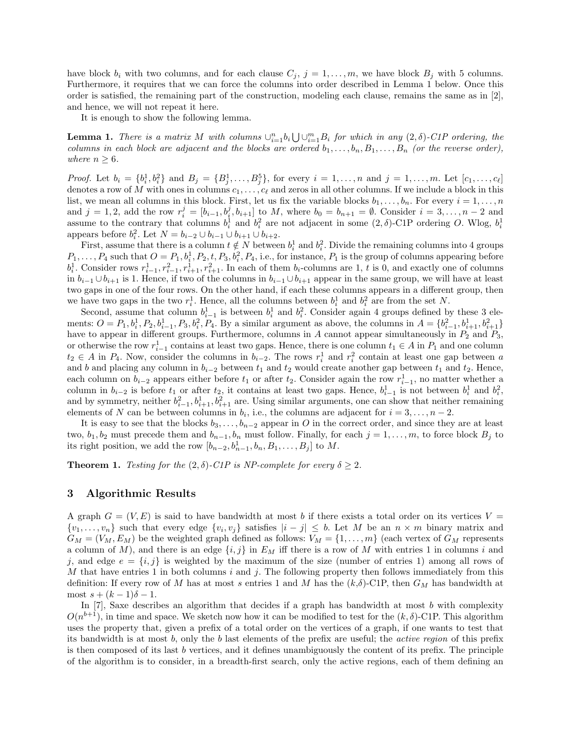have block $b_i$ with two columns, and for each clause $C_j$, $j = 1, \ldots, m$, we have block $B_j$ with 5 columns. Furthermore, it requires that we can force the columns into order described in Lemma 1 below. Once this order is satisfied, the remaining part of the construction, modeling each clause, remains the same as in [2], and hence, we will not repeat it here.

It is enough to show the following lemma.

**Lemma 1.** *There is a matrix $M$ with columns $\cup_{i=1}^{n} b_i \bigcup \cup_{i=1}^{m} B_i$ for which in any $(2, \delta)$-C1P ordering, the columns in each block are adjacent and the blocks are ordered $b_1, \ldots, b_n, B_1, \ldots, B_n$ (or the reverse order), where $n \geq 6$.*

*Proof.* Let $b_i = \{b_i^1, b_i^2\}$ and $B_j = \{B_j^1, \ldots, B_j^5\}$, for every $i = 1, \ldots, n$ and $j = 1, \ldots, m$. Let $[c_1, \ldots, c_\ell]$ denotes a row of $M$ with ones in columns $c_1, \ldots, c_\ell$ and zeros in all other columns. If we include a block in this list, we mean all columns in this block. First, let us fix the variable blocks $b_1, \ldots, b_n$. For every $i = 1, \ldots, n$ and $j = 1, 2$, add the row $r_i^j = [b_{i-1}, b_i^j, b_{i+1}]$ to $M$, where $b_0 = b_{n+1} = \emptyset$. Consider $i = 3, \ldots, n-2$ and assume to the contrary that columns $b_i^1$ and $b_i^2$ are not adjacent in some $(2, \delta)$-C1P ordering $O$. Wlog, $b_i^1$ appears before $b_i^2$. Let $N = b_{i-2} \cup b_{i-1} \cup b_{i+1} \cup b_{i+2}$.

First, assume that there is a column $t \notin N$ between $b_i^1$ and $b_i^2$. Divide the remaining columns into 4 groups $P_1, \ldots, P_4$ such that $O = P_1, b_i^1, P_2, t, P_3, b_i^2, P_4$, i.e., for instance, $P_1$ is the group of columns appearing before $b_i^1$. Consider rows $r_{i-1}^1, r_{i-1}^2, r_{i+1}^1, r_{i+1}^2$. In each of them $b_i$-columns are 1, $t$ is 0, and exactly one of columns in $b_{i-1} \cup b_{i+1}$ is 1. Hence, if two of the columns in $b_{i-1} \cup b_{i+1}$ appear in the same group, we will have at least two gaps in one of the four rows. On the other hand, if each these columns appears in a different group, then we have two gaps in the two $r_i^1$. Hence, all the columns between $b_i^1$ and $b_i^2$ are from the set $N$.

Second, assume that column $b_{i-1}^1$ is between $b_i^1$ and $b_i^2$. Consider again 4 groups defined by these 3 elements: $O = P_1, b_i^1, P_2, b_{i-1}^1, P_3, b_i^2, P_4$. By a similar argument as above, the columns in $A = \{b_{i-1}^2, b_{i+1}^1, b_{i+1}^2\}$ have to appear in different groups. Furthermore, columns in $A$ cannot appear simultaneously in $P_2$ and $P_3$, or otherwise the row $r_{i-1}^1$ contains at least two gaps. Hence, there is one column $t_1 \in A$ in $P_1$ and one column $t_2 \in A$ in $P_4$. Now, consider the columns in $b_{i-2}$. The rows $r_i^1$ and $r_i^2$ contain at least one gap between $a$ and $b$ and placing any column in $b_{i-2}$ between $t_1$ and $t_2$ would create another gap between $t_1$ and $t_2$. Hence, each column on $b_{i-2}$ appears either before $t_1$ or after $t_2$. Consider again the row $r_{i-1}^1$, no matter whether a column in $b_{i-2}$ is before $t_1$ or after $t_2$, it contains at least two gaps. Hence, $b_{i-1}^1$ is not between $b_i^1$ and $b_i^2$, and by symmetry, neither $b_{i-1}^2, b_{i+1}^1, b_{i+1}^2$ are. Using similar arguments, one can show that neither remaining elements of $N$ can be between columns in $b_i$, i.e., the columns are adjacent for $i = 3, \ldots, n-2$.

It is easy to see that the blocks $b_3, \ldots, b_{n-2}$ appear in $O$ in the correct order, and since they are at least two, $b_1, b_2$ must precede them and $b_{n-1}, b_n$ must follow. Finally, for each $j = 1, \ldots, m$, to force block $B_j$ to its right position, we add the row $[b_{n-2}, b_{n-1}^1, b_n, B_1, \ldots, B_j]$ to $M$.

**Theorem 1.** *Testing for the $(2, \delta)$-C1P is NP-complete for every $\delta \geq 2$.*

## 3 Algorithmic Results

A graph $G = (V, E)$ is said to have bandwidth at most $b$ if there exists a total order on its vertices $V = \{v_1, \ldots, v_n\}$ such that every edge $\{v_i, v_j\}$ satisfies $|i - j| \leq b$. Let $M$ be an $n \times m$ binary matrix and $G_M = (V_M, E_M)$ be the weighted graph defined as follows: $V_M = \{1, \ldots, m\}$ (each vertex of $G_M$ represents a column of $M$), and there is an edge $\{i, j\}$ in $E_M$ iff there is a row of $M$ with entries 1 in columns $i$ and $j$, and edge $e = \{i, j\}$ is weighted by the maximum of the size (number of entries 1) among all rows of $M$ that have entries 1 in both columns $i$ and $j$. The following property then follows immediately from this definition: If every row of $M$ has at most $s$ entries 1 and $M$ has the ($k$,$\delta$)-C1P, then $G_M$ has bandwidth at most $s + (k-1)\delta - 1$.

In [7], Saxe describes an algorithm that decides if a graph has bandwidth at most $b$ with complexity $O(n^{b+1})$, in time and space. We sketch now how it can be modified to test for the $(k, \delta)$-C1P. This algorithm uses the property that, given a prefix of a total order on the vertices of a graph, if one wants to test that its bandwidth is at most $b$, only the $b$ last elements of the prefix are useful; the *active region* of this prefix is then composed of its last $b$ vertices, and it defines unambiguously the content of its prefix. The principle of the algorithm is to consider, in a breadth-first search, only the active regions, each of them defining an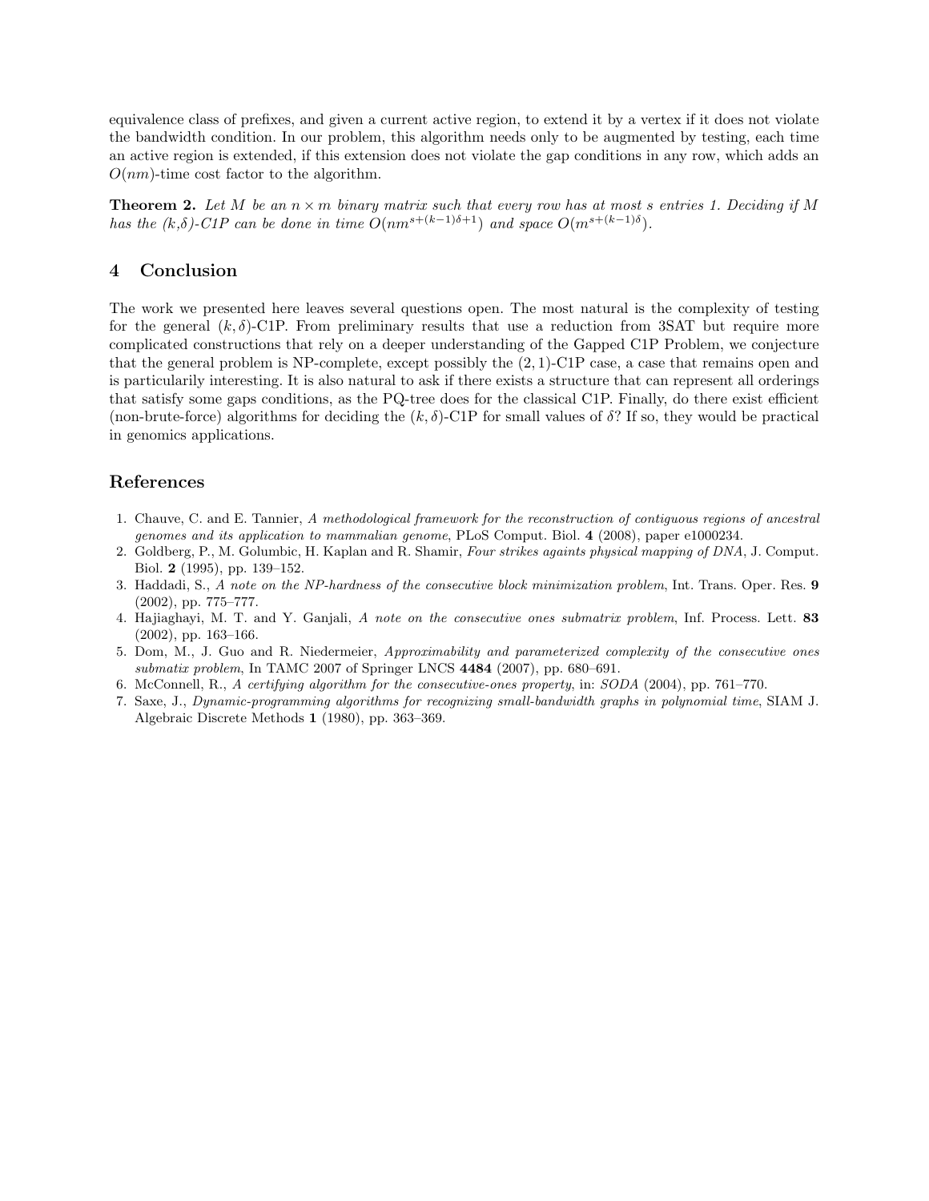equivalence class of prefixes, and given a current active region, to extend it by a vertex if it does not violate the bandwidth condition. In our problem, this algorithm needs only to be augmented by testing, each time an active region is extended, if this extension does not violate the gap conditions in any row, which adds an $O(nm)$-time cost factor to the algorithm.

**Theorem 2.** *Let $M$ be an $n \times m$ binary matrix such that every row has at most $s$ entries 1. Deciding if $M$ has the $(k,\delta)$-C1P can be done in time $O(nm^{s+(k-1)\delta+1})$ and space $O(m^{s+(k-1)\delta})$.*

## 4 Conclusion

The work we presented here leaves several questions open. The most natural is the complexity of testing for the general $(k, \delta)$-C1P. From preliminary results that use a reduction from 3SAT but require more complicated constructions that rely on a deeper understanding of the Gapped C1P Problem, we conjecture that the general problem is NP-complete, except possibly the $(2, 1)$-C1P case, a case that remains open and is particularily interesting. It is also natural to ask if there exists a structure that can represent all orderings that satisfy some gaps conditions, as the PQ-tree does for the classical C1P. Finally, do there exist efficient (non-brute-force) algorithms for deciding the $(k, \delta)$-C1P for small values of $\delta$? If so, they would be practical in genomics applications.

## References

1. Chauve, C. and E. Tannier, *A methodological framework for the reconstruction of contiguous regions of ancestral genomes and its application to mammalian genome*, PLoS Comput. Biol. **4** (2008), paper e1000234.
2. Goldberg, P., M. Golumbic, H. Kaplan and R. Shamir, *Four strikes againts physical mapping of DNA*, J. Comput. Biol. **2** (1995), pp. 139–152.
3. Haddadi, S., *A note on the NP-hardness of the consecutive block minimization problem*, Int. Trans. Oper. Res. **9** (2002), pp. 775–777.
4. Hajiaghayi, M. T. and Y. Ganjali, *A note on the consecutive ones submatrix problem*, Inf. Process. Lett. **83** (2002), pp. 163–166.
5. Dom, M., J. Guo and R. Niedermeier, *Approximability and parameterized complexity of the consecutive ones submatix problem*, In TAMC 2007 of Springer LNCS **4484** (2007), pp. 680–691.
6. McConnell, R., *A certifying algorithm for the consecutive-ones property*, in: *SODA* (2004), pp. 761–770.
7. Saxe, J., *Dynamic-programming algorithms for recognizing small-bandwidth graphs in polynomial time*, SIAM J. Algebraic Discrete Methods **1** (1980), pp. 363–369.